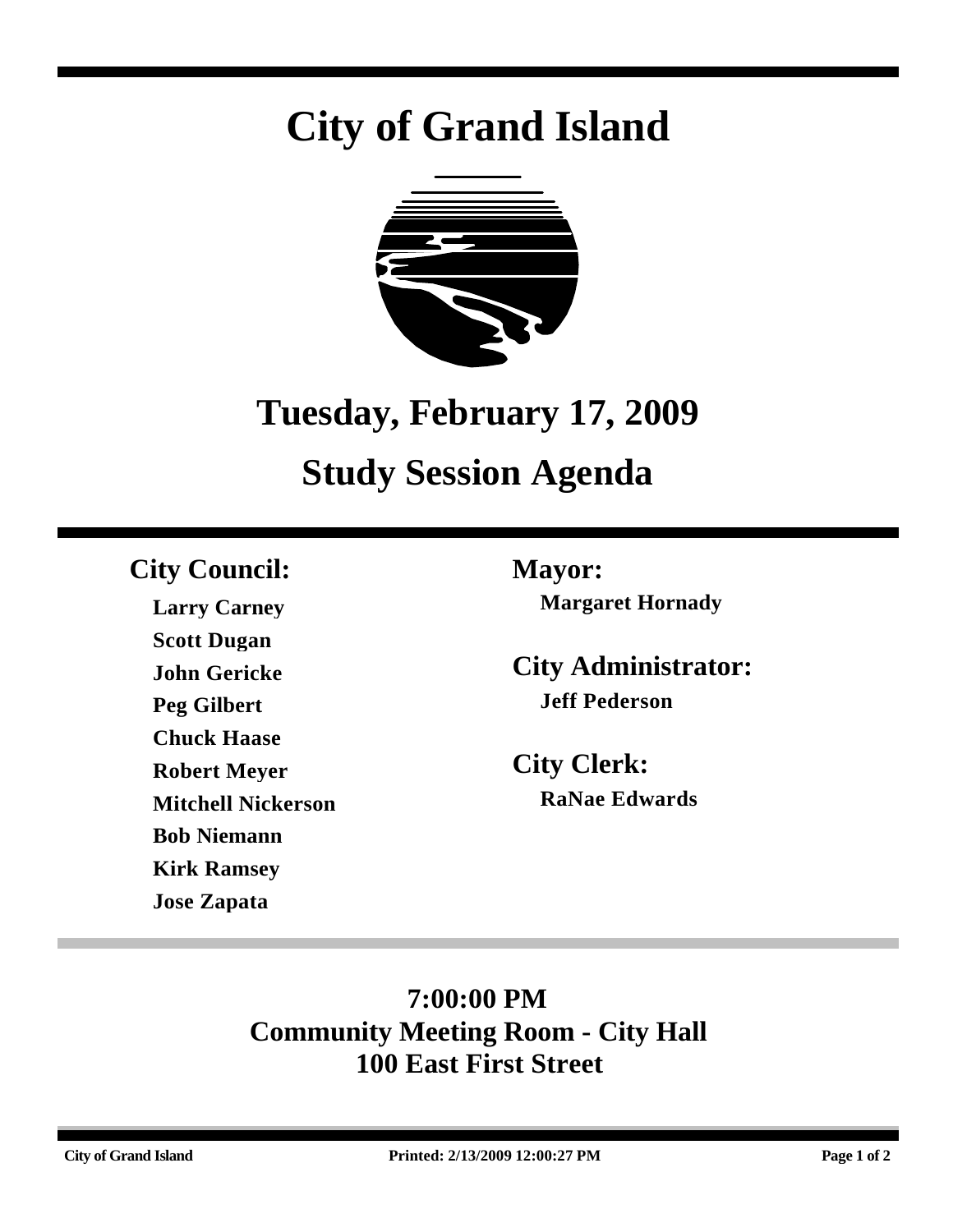# City of Grand Island

## Tuesday, February 17, 2009

## Study Session Agenda

### City Council:

**Larry Carney**
**Scott Dugan**
**John Gericke**
**Peg Gilbert**
**Chuck Haase**
**Robert Meyer**
**Mitchell Nickerson**
**Bob Niemann**
**Kirk Ramsey**
**Jose Zapata**

### Mayor:

**Margaret Hornady**

### City Administrator:

**Jeff Pederson**

### City Clerk:

**RaNae Edwards**

**7:00:00 PM**
**Community Meeting Room - City Hall**
**100 East First Street**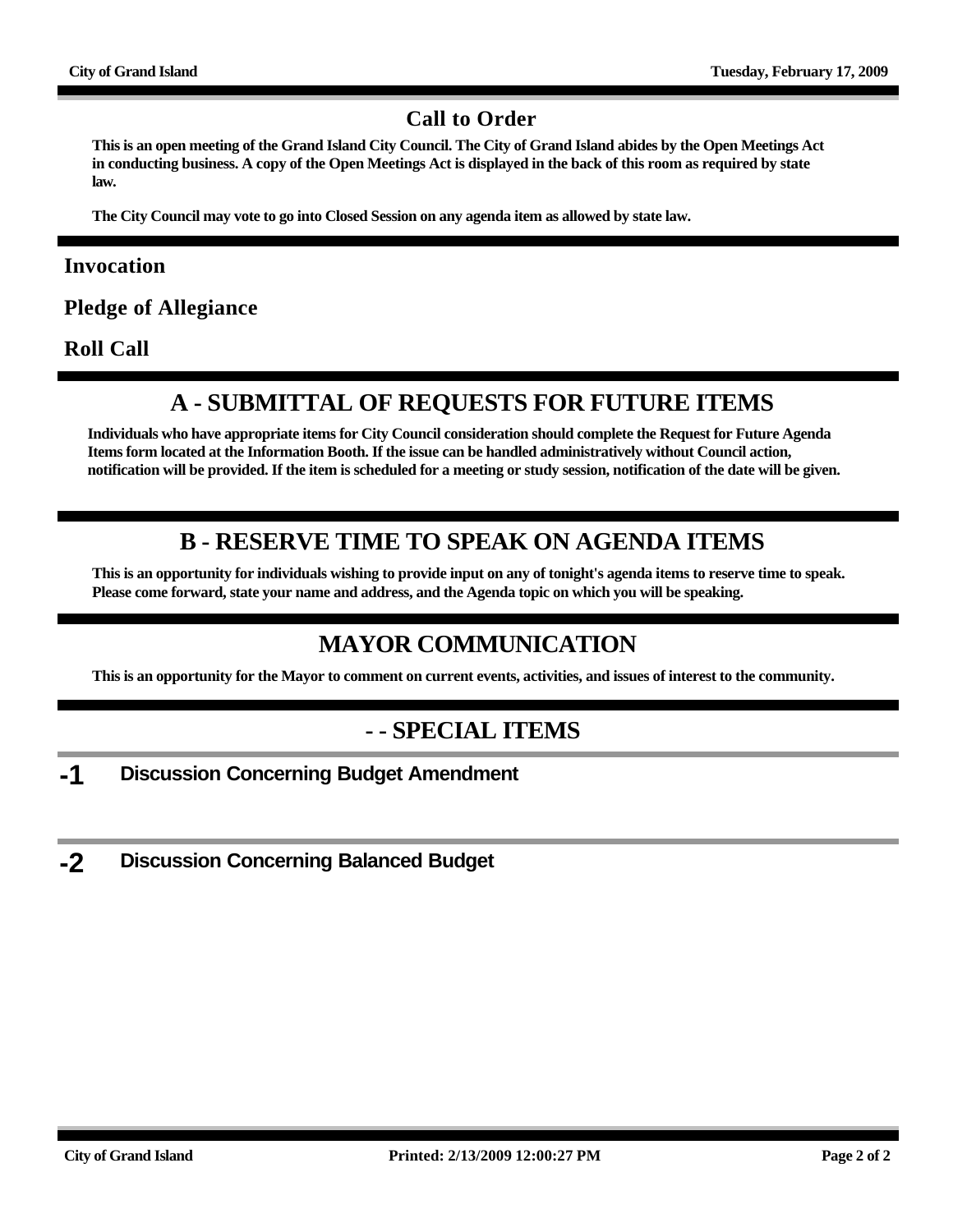## Call to Order

**This is an open meeting of the Grand Island City Council. The City of Grand Island abides by the Open Meetings Act in conducting business. A copy of the Open Meetings Act is displayed in the back of this room as required by state law.**

**The City Council may vote to go into Closed Session on any agenda item as allowed by state law.**

### Invocation

### Pledge of Allegiance

### Roll Call

# A - SUBMITTAL OF REQUESTS FOR FUTURE ITEMS

**Individuals who have appropriate items for City Council consideration should complete the Request for Future Agenda Items form located at the Information Booth. If the issue can be handled administratively without Council action, notification will be provided. If the item is scheduled for a meeting or study session, notification of the date will be given.**

# B - RESERVE TIME TO SPEAK ON AGENDA ITEMS

**This is an opportunity for individuals wishing to provide input on any of tonight's agenda items to reserve time to speak. Please come forward, state your name and address, and the Agenda topic on which you will be speaking.**

# MAYOR COMMUNICATION

**This is an opportunity for the Mayor to comment on current events, activities, and issues of interest to the community.**

# - - SPECIAL ITEMS

**-1** **Discussion Concerning Budget Amendment**

**-2** **Discussion Concerning Balanced Budget**